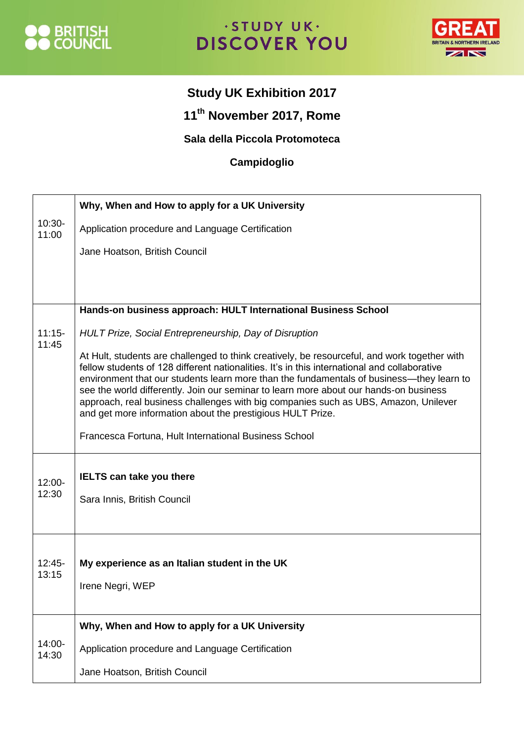BRITISH COUNCIL · STUDY UK · DISCOVER YOU · GREAT BRITAIN & NORTHERN IRELAND

# Study UK Exhibition 2017

## 11th November 2017, Rome

### Sala della Piccola Protomoteca

### Campidoglio

| | |
|---|---|
| 10:30-11:00 | **Why, When and How to apply for a UK University**<br><br>Application procedure and Language Certification<br><br>Jane Hoatson, British Council |
| 11:15-11:45 | **Hands-on business approach: HULT International Business School**<br><br>*HULT Prize, Social Entrepreneurship, Day of Disruption*<br><br>At Hult, students are challenged to think creatively, be resourceful, and work together with fellow students of 128 different nationalities. It's in this international and collaborative environment that our students learn more than the fundamentals of business—they learn to see the world differently. Join our seminar to learn more about our hands-on business approach, real business challenges with big companies such as UBS, Amazon, Unilever and get more information about the prestigious HULT Prize.<br><br>Francesca Fortuna, Hult International Business School |
| 12:00-12:30 | **IELTS can take you there**<br><br>Sara Innis, British Council |
| 12:45-13:15 | **My experience as an Italian student in the UK**<br><br>Irene Negri, WEP |
| 14:00-14:30 | **Why, When and How to apply for a UK University**<br><br>Application procedure and Language Certification<br><br>Jane Hoatson, British Council |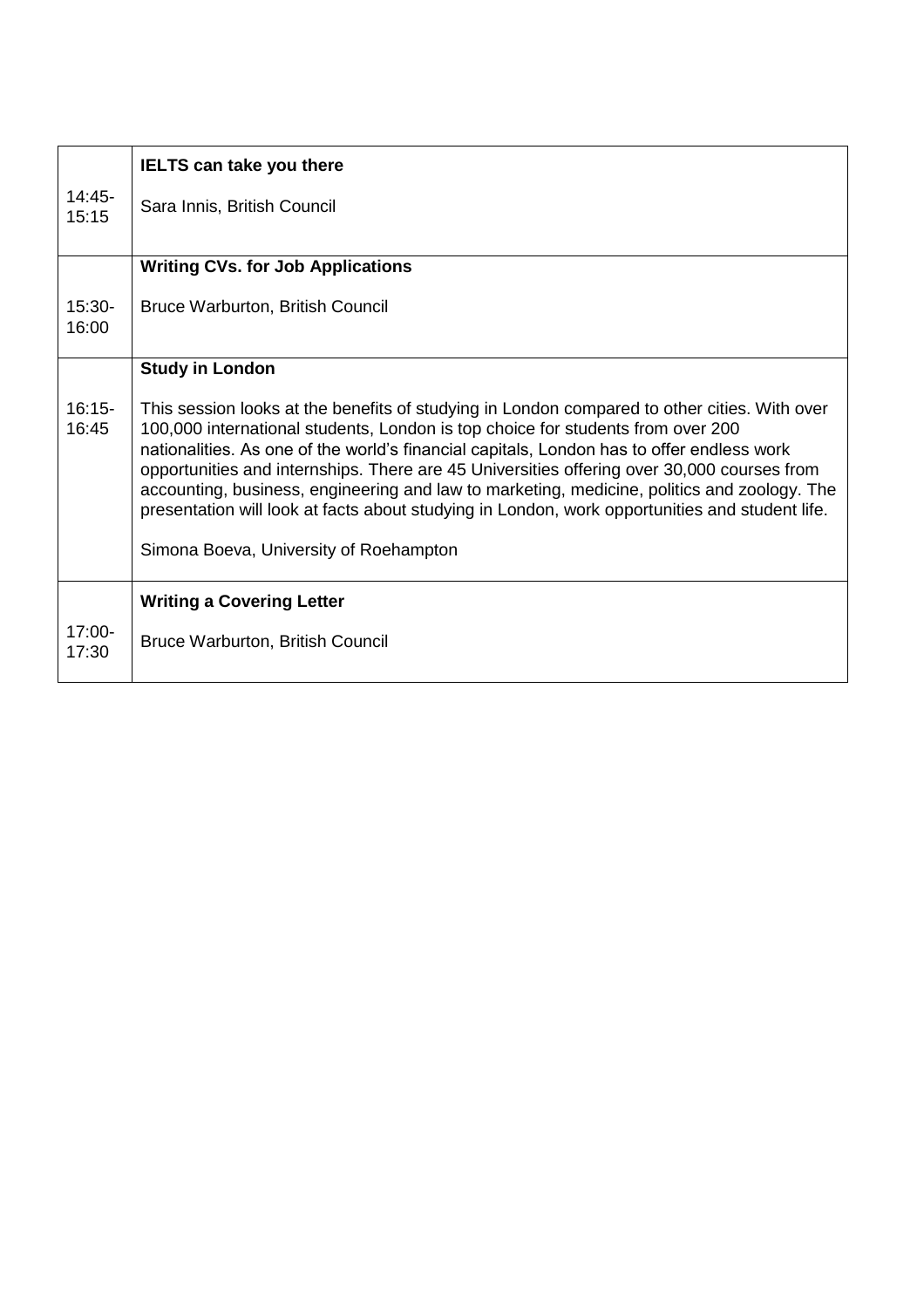| | |
|---|---|
| 14:45-15:15 | **IELTS can take you there**<br><br>Sara Innis, British Council |
| 15:30-16:00 | **Writing CVs. for Job Applications**<br><br>Bruce Warburton, British Council |
| 16:15-16:45 | **Study in London**<br><br>This session looks at the benefits of studying in London compared to other cities. With over 100,000 international students, London is top choice for students from over 200 nationalities. As one of the world's financial capitals, London has to offer endless work opportunities and internships. There are 45 Universities offering over 30,000 courses from accounting, business, engineering and law to marketing, medicine, politics and zoology. The presentation will look at facts about studying in London, work opportunities and student life.<br><br>Simona Boeva, University of Roehampton |
| 17:00-17:30 | **Writing a Covering Letter**<br><br>Bruce Warburton, British Council |